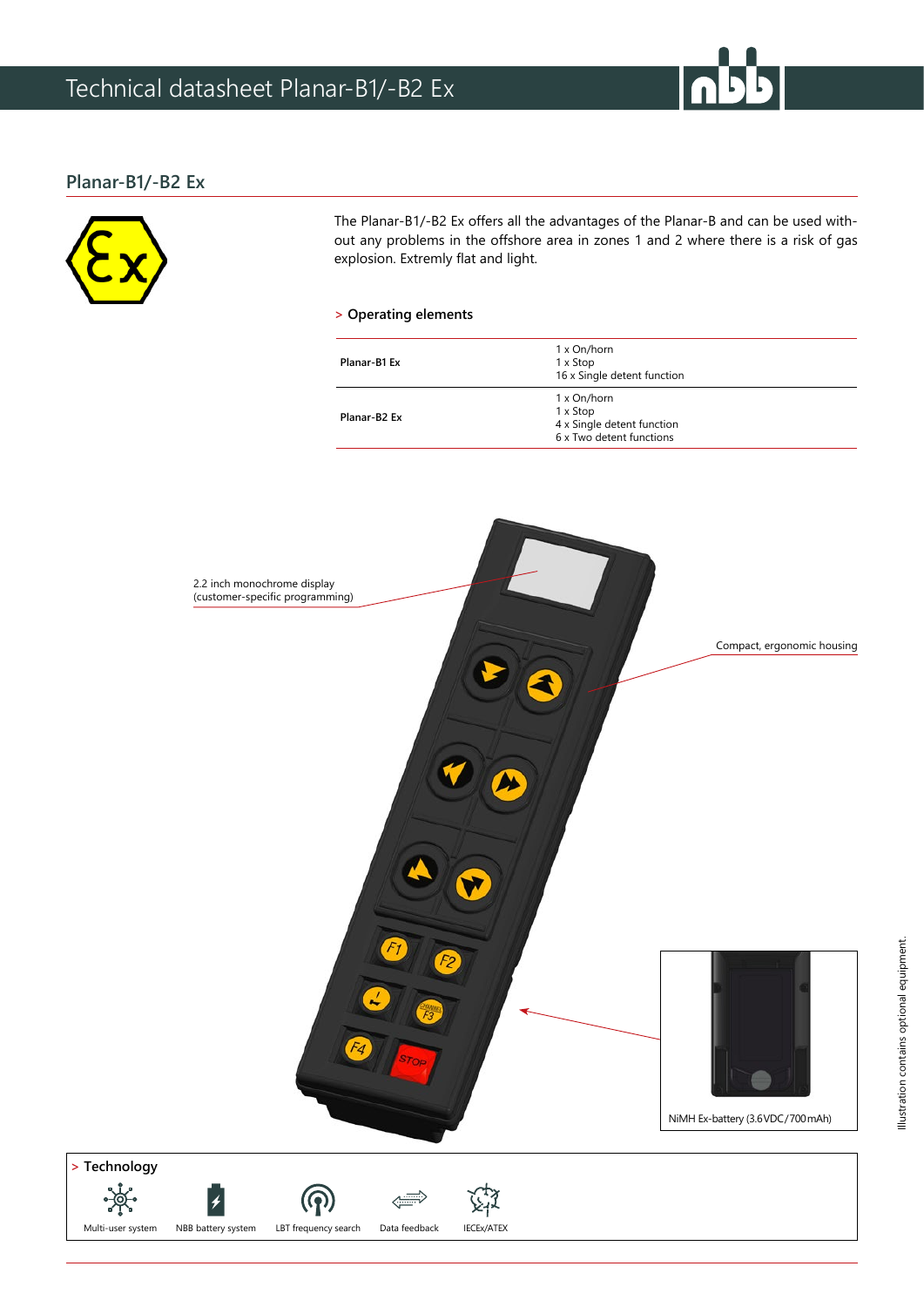# Technical datasheet Planar-B1/-B2 Ex

## Planar-B1/-B2 Ex

The Planar-B1/-B2 Ex offers all the advantages of the Planar-B and can be used without any problems in the offshore area in zones 1 and 2 where there is a risk of gas explosion. Extremly flat and light.

### > Operating elements

| | |
|---|---|
| **Planar-B1 Ex** | 1 x On/horn<br>1 x Stop<br>16 x Single detent function |
| **Planar-B2 Ex** | 1 x On/horn<br>1 x Stop<br>4 x Single detent function<br>6 x Two detent functions |

2.2 inch monochrome display (customer-specific programming)

Compact, ergonomic housing

NiMH Ex-battery (3.6 VDC/700 mAh)

Illustration contains optional equipment.

### > Technology

Multi-user system | NBB battery system | LBT frequency search | Data feedback | IECEx/ATEX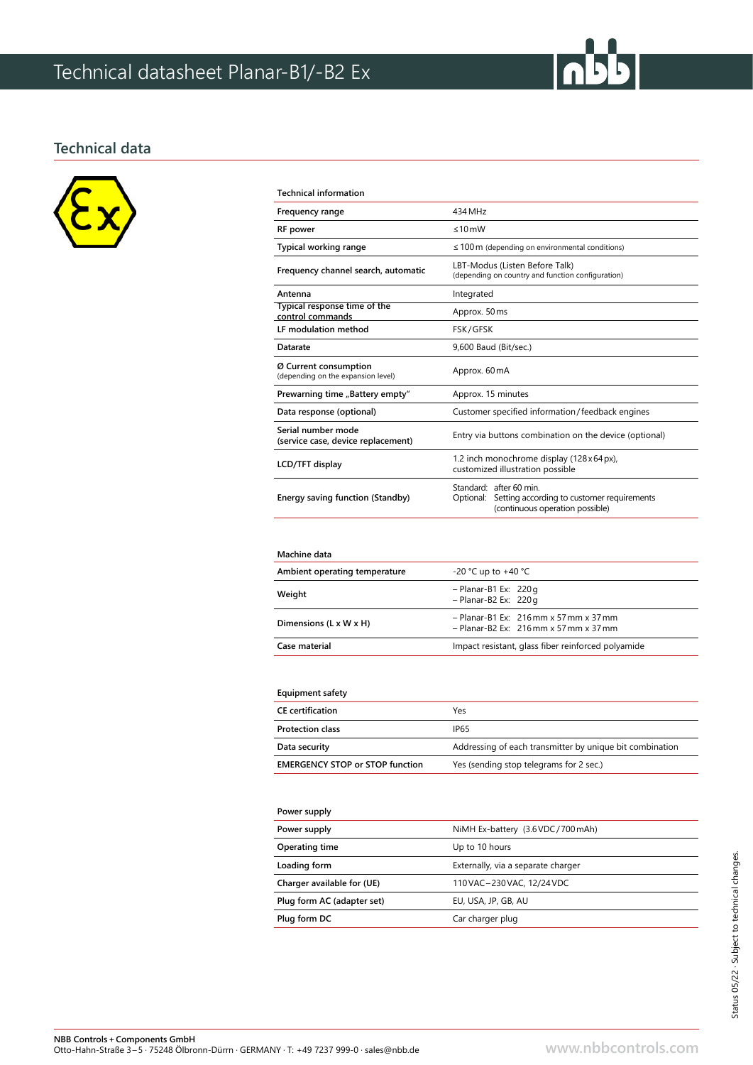# Technical datasheet Planar-B1/-B2 Ex

## Technical data

| Technical information | |
|---|---|
| Frequency range | 434 MHz |
| RF power | ≤ 10 mW |
| Typical working range | ≤ 100 m (depending on environmental conditions) |
| Frequency channel search, automatic | LBT-Modus (Listen Before Talk) (depending on country and function configuration) |
| Antenna | Integrated |
| Typical response time of the control commands | Approx. 50 ms |
| LF modulation method | FSK/GFSK |
| Datarate | 9,600 Baud (Bit/sec.) |
| Ø Current consumption (depending on the expansion level) | Approx. 60 mA |
| Prewarning time „Battery empty" | Approx. 15 minutes |
| Data response (optional) | Customer specified information / feedback engines |
| Serial number mode (service case, device replacement) | Entry via buttons combination on the device (optional) |
| LCD/TFT display | 1.2 inch monochrome display (128 x 64 px), customized illustration possible |
| Energy saving function (Standby) | Standard: after 60 min. Optional: Setting according to customer requirements (continuous operation possible) |

| Machine data | |
|---|---|
| Ambient operating temperature | -20 °C up to +40 °C |
| Weight | – Planar-B1 Ex: 220 g<br>– Planar-B2 Ex: 220 g |
| Dimensions (L x W x H) | – Planar-B1 Ex: 216 mm x 57 mm x 37 mm<br>– Planar-B2 Ex: 216 mm x 57 mm x 37 mm |
| Case material | Impact resistant, glass fiber reinforced polyamide |

| Equipment safety | |
|---|---|
| CE certification | Yes |
| Protection class | IP65 |
| Data security | Addressing of each transmitter by unique bit combination |
| EMERGENCY STOP or STOP function | Yes (sending stop telegrams for 2 sec.) |

| Power supply | |
|---|---|
| Power supply | NiMH Ex-battery (3.6 VDC / 700 mAh) |
| Operating time | Up to 10 hours |
| Loading form | Externally, via a separate charger |
| Charger available for (UE) | 110 VAC – 230 VAC, 12/24 VDC |
| Plug form AC (adapter set) | EU, USA, JP, GB, AU |
| Plug form DC | Car charger plug |

Status 05/22 · Subject to technical changes.

**NBB Controls + Components GmbH**
Otto-Hahn-Straße 3 – 5 · 75248 Ölbronn-Dürrn · GERMANY · T: +49 7237 999-0 · sales@nbb.de

www.nbbcontrols.com